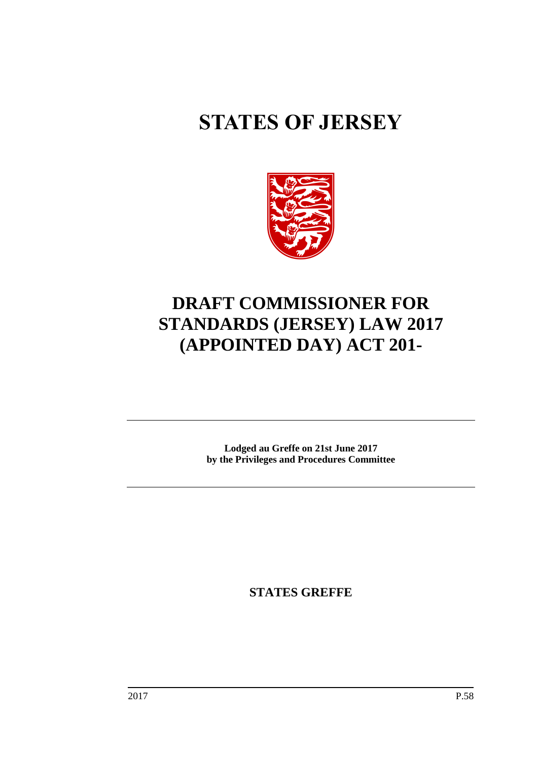# STATES OF JERSEY

# DRAFT COMMISSIONER FOR STANDARDS (JERSEY) LAW 2017 (APPOINTED DAY) ACT 201-

**Lodged au Greffe on 21st June 2017**
**by the Privileges and Procedures Committee**

**STATES GREFFE**

2017 P.58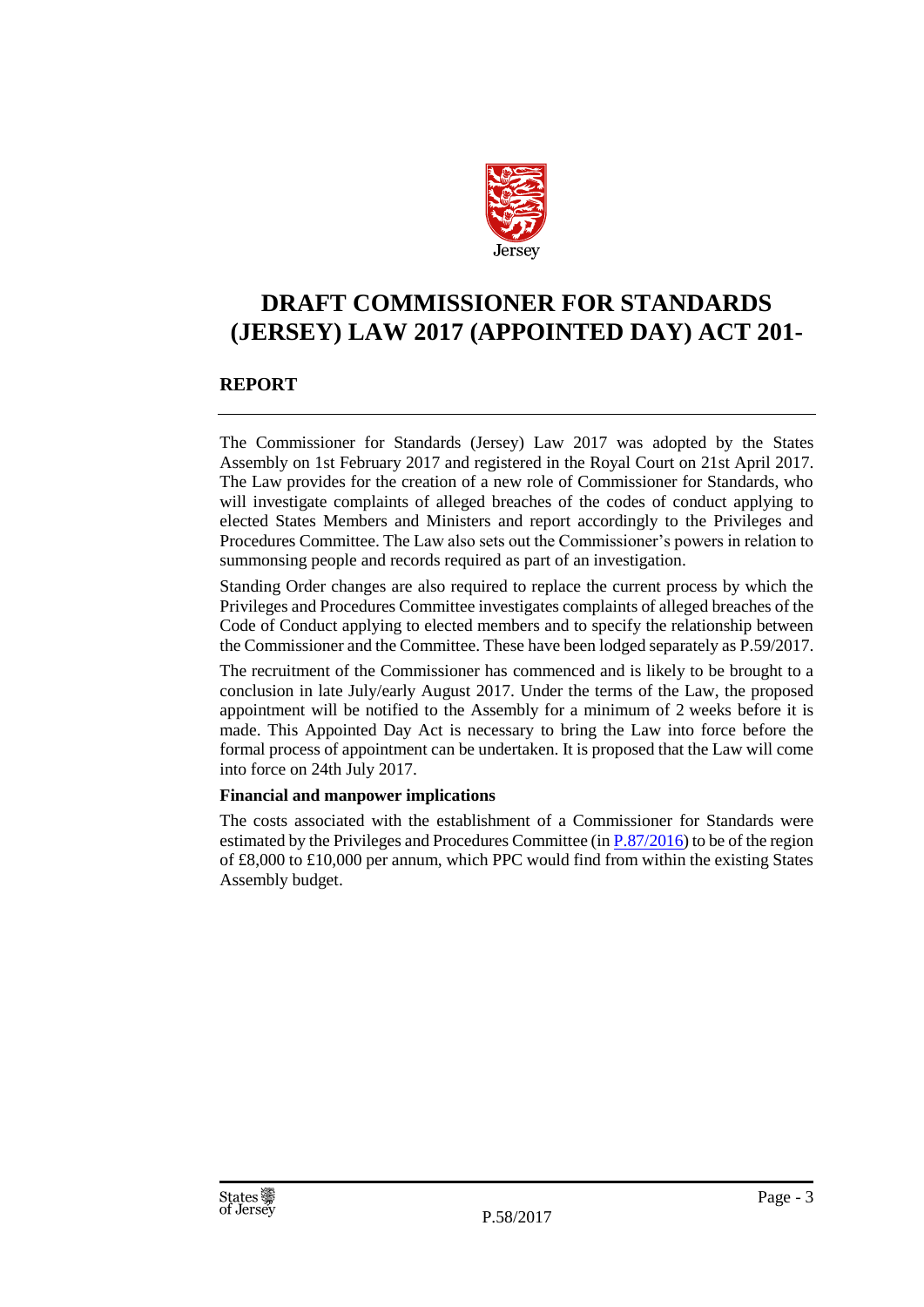# DRAFT COMMISSIONER FOR STANDARDS (JERSEY) LAW 2017 (APPOINTED DAY) ACT 201-

## REPORT

The Commissioner for Standards (Jersey) Law 2017 was adopted by the States Assembly on 1st February 2017 and registered in the Royal Court on 21st April 2017. The Law provides for the creation of a new role of Commissioner for Standards, who will investigate complaints of alleged breaches of the codes of conduct applying to elected States Members and Ministers and report accordingly to the Privileges and Procedures Committee. The Law also sets out the Commissioner's powers in relation to summonsing people and records required as part of an investigation.

Standing Order changes are also required to replace the current process by which the Privileges and Procedures Committee investigates complaints of alleged breaches of the Code of Conduct applying to elected members and to specify the relationship between the Commissioner and the Committee. These have been lodged separately as P.59/2017.

The recruitment of the Commissioner has commenced and is likely to be brought to a conclusion in late July/early August 2017. Under the terms of the Law, the proposed appointment will be notified to the Assembly for a minimum of 2 weeks before it is made. This Appointed Day Act is necessary to bring the Law into force before the formal process of appointment can be undertaken. It is proposed that the Law will come into force on 24th July 2017.

**Financial and manpower implications**

The costs associated with the establishment of a Commissioner for Standards were estimated by the Privileges and Procedures Committee (in P.87/2016) to be of the region of £8,000 to £10,000 per annum, which PPC would find from within the existing States Assembly budget.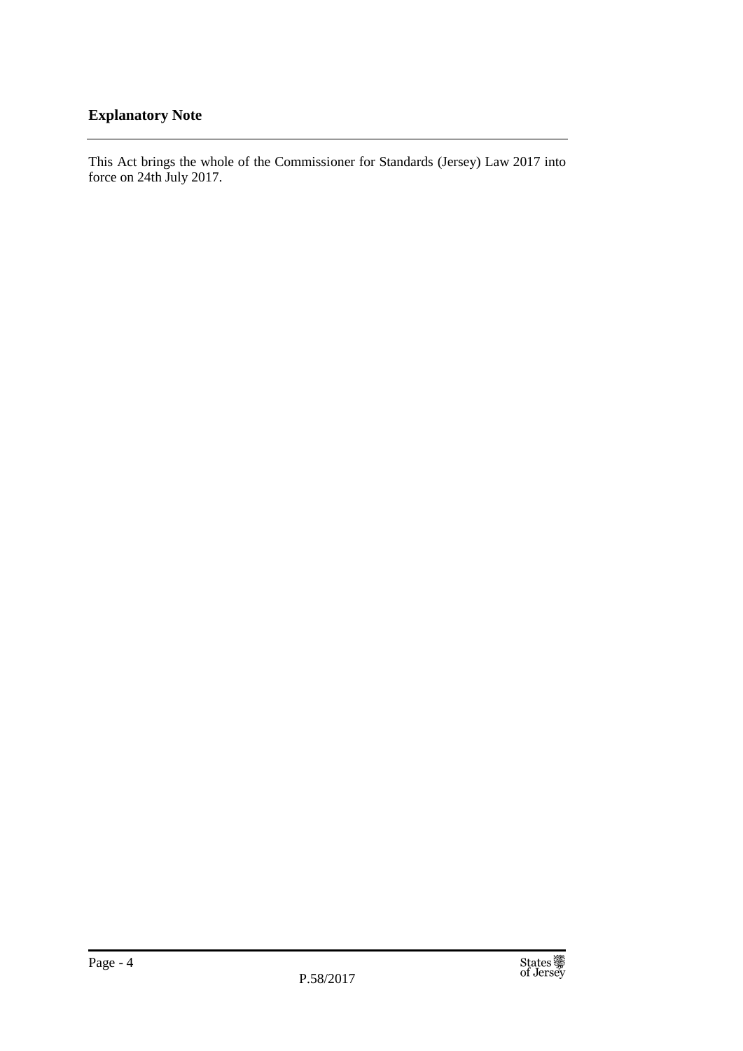## Explanatory Note

This Act brings the whole of the Commissioner for Standards (Jersey) Law 2017 into force on 24th July 2017.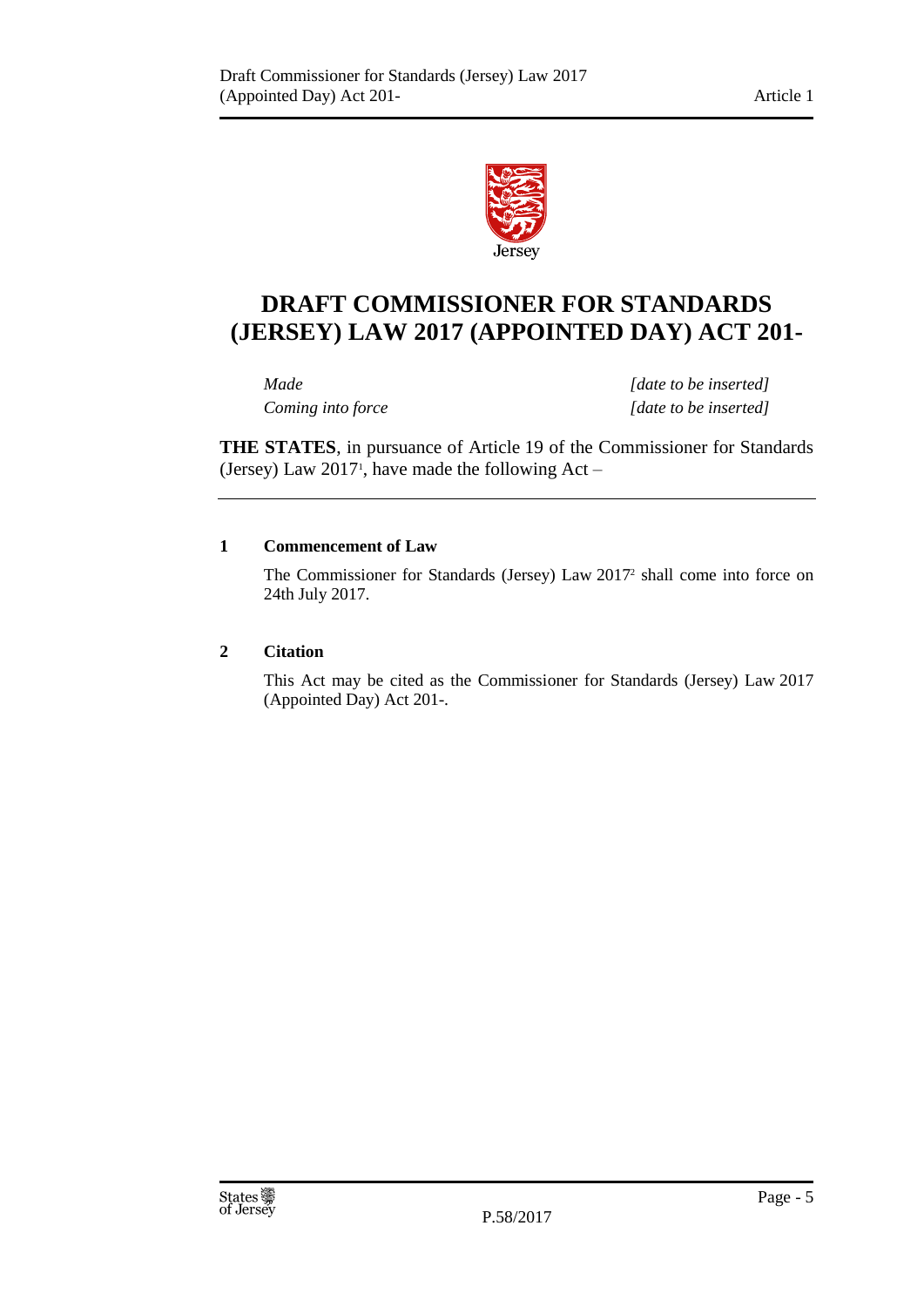# DRAFT COMMISSIONER FOR STANDARDS (JERSEY) LAW 2017 (APPOINTED DAY) ACT 201-

| | |
|---|---|
| *Made* | *[date to be inserted]* |
| *Coming into force* | *[date to be inserted]* |

**THE STATES**, in pursuance of Article 19 of the Commissioner for Standards (Jersey) Law 2017[1], have made the following Act –

---

**1 Commencement of Law**

The Commissioner for Standards (Jersey) Law 2017[2] shall come into force on 24th July 2017.

**2 Citation**

This Act may be cited as the Commissioner for Standards (Jersey) Law 2017 (Appointed Day) Act 201-.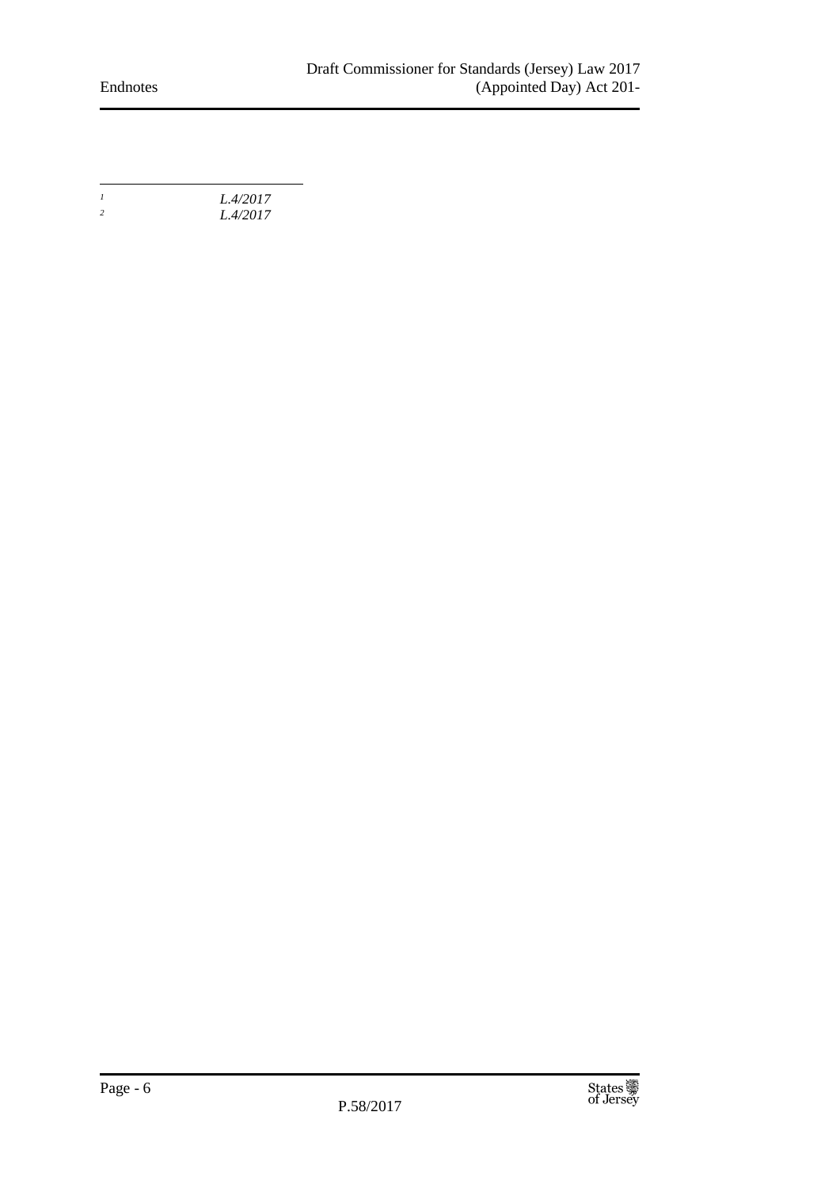[1] *L.4/2017*

[2] *L.4/2017*